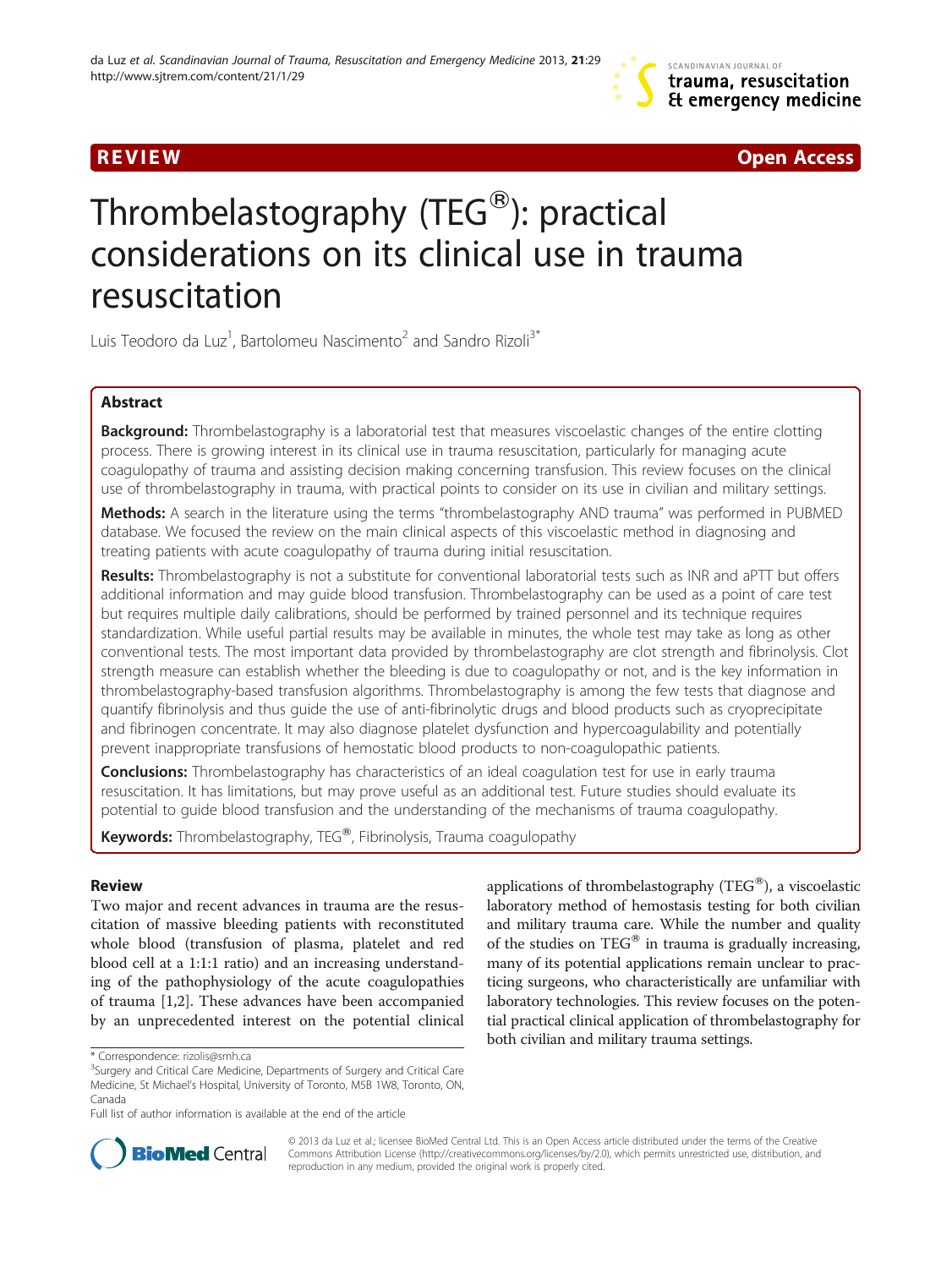REVIEW Open Access

# Thrombelastography (TEG®): practical considerations on its clinical use in trauma resuscitation

Luis Teodoro da Luz[1], Bartolomeu Nascimento[2] and Sandro Rizoli[3*]

## Abstract

**Background:** Thrombelastography is a laboratorial test that measures viscoelastic changes of the entire clotting process. There is growing interest in its clinical use in trauma resuscitation, particularly for managing acute coagulopathy of trauma and assisting decision making concerning transfusion. This review focuses on the clinical use of thrombelastography in trauma, with practical points to consider on its use in civilian and military settings.

**Methods:** A search in the literature using the terms "thrombelastography AND trauma" was performed in PUBMED database. We focused the review on the main clinical aspects of this viscoelastic method in diagnosing and treating patients with acute coagulopathy of trauma during initial resuscitation.

**Results:** Thrombelastography is not a substitute for conventional laboratorial tests such as INR and aPTT but offers additional information and may guide blood transfusion. Thrombelastography can be used as a point of care test but requires multiple daily calibrations, should be performed by trained personnel and its technique requires standardization. While useful partial results may be available in minutes, the whole test may take as long as other conventional tests. The most important data provided by thrombelastography are clot strength and fibrinolysis. Clot strength measure can establish whether the bleeding is due to coagulopathy or not, and is the key information in thrombelastography-based transfusion algorithms. Thrombelastography is among the few tests that diagnose and quantify fibrinolysis and thus guide the use of anti-fibrinolytic drugs and blood products such as cryoprecipitate and fibrinogen concentrate. It may also diagnose platelet dysfunction and hypercoagulability and potentially prevent inappropriate transfusions of hemostatic blood products to non-coagulopathic patients.

**Conclusions:** Thrombelastography has characteristics of an ideal coagulation test for use in early trauma resuscitation. It has limitations, but may prove useful as an additional test. Future studies should evaluate its potential to guide blood transfusion and the understanding of the mechanisms of trauma coagulopathy.

**Keywords:** Thrombelastography, TEG®, Fibrinolysis, Trauma coagulopathy

## Review

Two major and recent advances in trauma are the resuscitation of massive bleeding patients with reconstituted whole blood (transfusion of plasma, platelet and red blood cell at a 1:1:1 ratio) and an increasing understanding of the pathophysiology of the acute coagulopathies of trauma [1,2]. These advances have been accompanied by an unprecedented interest on the potential clinical applications of thrombelastography (TEG®), a viscoelastic laboratory method of hemostasis testing for both civilian and military trauma care. While the number and quality of the studies on TEG® in trauma is gradually increasing, many of its potential applications remain unclear to practicing surgeons, who characteristically are unfamiliar with laboratory technologies. This review focuses on the potential practical clinical application of thrombelastography for both civilian and military trauma settings.

* Correspondence: rizolis@smh.ca
[3]Surgery and Critical Care Medicine, Departments of Surgery and Critical Care Medicine, St Michael's Hospital, University of Toronto, M5B 1W8, Toronto, ON, Canada
Full list of author information is available at the end of the article

© 2013 da Luz et al.; licensee BioMed Central Ltd. This is an Open Access article distributed under the terms of the Creative Commons Attribution License (http://creativecommons.org/licenses/by/2.0), which permits unrestricted use, distribution, and reproduction in any medium, provided the original work is properly cited.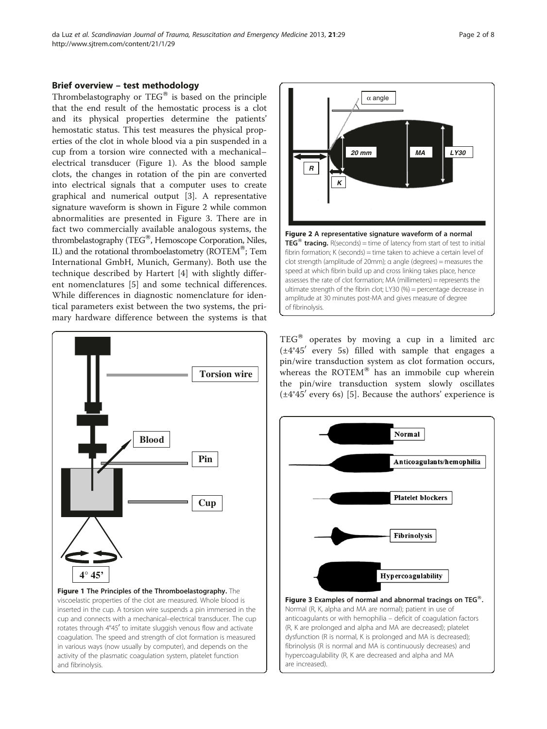## Brief overview – test methodology

Thrombelastography or TEG® is based on the principle that the end result of the hemostatic process is a clot and its physical properties determine the patients' hemostatic status. This test measures the physical properties of the clot in whole blood via a pin suspended in a cup from a torsion wire connected with a mechanical–electrical transducer (Figure 1). As the blood sample clots, the changes in rotation of the pin are converted into electrical signals that a computer uses to create graphical and numerical output [3]. A representative signature waveform is shown in Figure 2 while common abnormalities are presented in Figure 3. There are in fact two commercially available analogous systems, the thrombelastography (TEG®, Hemoscope Corporation, Niles, IL) and the rotational thromboelastometry (ROTEM®; Tem International GmbH, Munich, Germany). Both use the technique described by Hartert [4] with slightly different nomenclatures [5] and some technical differences. While differences in diagnostic nomenclature for identical parameters exist between the two systems, the primary hardware difference between the systems is that TEG® operates by moving a cup in a limited arc (±4°45′ every 5s) filled with sample that engages a pin/wire transduction system as clot formation occurs, whereas the ROTEM® has an immobile cup wherein the pin/wire transduction system slowly oscillates (±4°45′ every 6s) [5]. Because the authors' experience is

**Figure 1 The Principles of the Thromboelastography.** The viscoelastic properties of the clot are measured. Whole blood is inserted in the cup. A torsion wire suspends a pin immersed in the cup and connects with a mechanical–electrical transducer. The cup rotates through 4°45′ to imitate sluggish venous flow and activate coagulation. The speed and strength of clot formation is measured in various ways (now usually by computer), and depends on the activity of the plasmatic coagulation system, platelet function and fibrinolysis.

**Figure 2 A representative signature waveform of a normal TEG® tracing.** R(seconds) = time of latency from start of test to initial fibrin formation; K (seconds) = time taken to achieve a certain level of clot strength (amplitude of 20mm); α angle (degrees) = measures the speed at which fibrin build up and cross linking takes place, hence assesses the rate of clot formation; MA (millimeters) = represents the ultimate strength of the fibrin clot; LY30 (%) = percentage decrease in amplitude at 30 minutes post-MA and gives measure of degree of fibrinolysis.

**Figure 3 Examples of normal and abnormal tracings on TEG®.** Normal (R, K, alpha and MA are normal); patient in use of anticoagulants or with hemophilia – deficit of coagulation factors (R, K are prolonged and alpha and MA are decreased); platelet dysfunction (R is normal, K is prolonged and MA is decreased); fibrinolysis (R is normal and MA is continuously decreases) and hypercoagulability (R, K are decreased and alpha and MA are increased).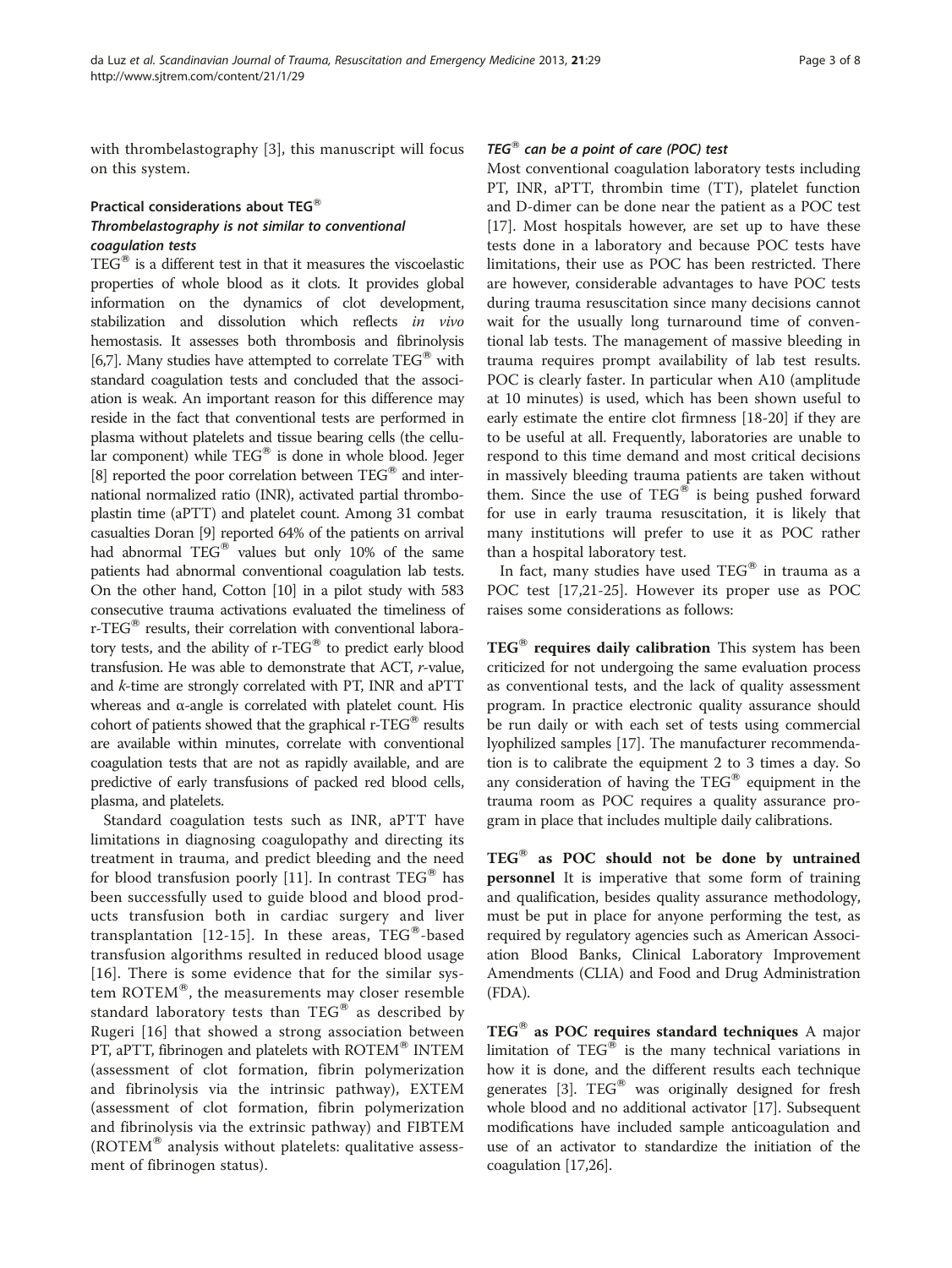with thrombelastography [3], this manuscript will focus on this system.

## Practical considerations about TEG®

### *Thrombelastography is not similar to conventional coagulation tests*

TEG® is a different test in that it measures the viscoelastic properties of whole blood as it clots. It provides global information on the dynamics of clot development, stabilization and dissolution which reflects *in vivo* hemostasis. It assesses both thrombosis and fibrinolysis [6,7]. Many studies have attempted to correlate TEG® with standard coagulation tests and concluded that the association is weak. An important reason for this difference may reside in the fact that conventional tests are performed in plasma without platelets and tissue bearing cells (the cellular component) while TEG® is done in whole blood. Jeger [8] reported the poor correlation between TEG® and international normalized ratio (INR), activated partial thromboplastin time (aPTT) and platelet count. Among 31 combat casualties Doran [9] reported 64% of the patients on arrival had abnormal TEG® values but only 10% of the same patients had abnormal conventional coagulation lab tests. On the other hand, Cotton [10] in a pilot study with 583 consecutive trauma activations evaluated the timeliness of r-TEG® results, their correlation with conventional laboratory tests, and the ability of r-TEG® to predict early blood transfusion. He was able to demonstrate that ACT, *r*-value, and *k*-time are strongly correlated with PT, INR and aPTT whereas and α-angle is correlated with platelet count. His cohort of patients showed that the graphical r-TEG® results are available within minutes, correlate with conventional coagulation tests that are not as rapidly available, and are predictive of early transfusions of packed red blood cells, plasma, and platelets.

Standard coagulation tests such as INR, aPTT have limitations in diagnosing coagulopathy and directing its treatment in trauma, and predict bleeding and the need for blood transfusion poorly [11]. In contrast TEG® has been successfully used to guide blood and blood products transfusion both in cardiac surgery and liver transplantation [12-15]. In these areas, TEG®-based transfusion algorithms resulted in reduced blood usage [16]. There is some evidence that for the similar system ROTEM®, the measurements may closer resemble standard laboratory tests than TEG® as described by Rugeri [16] that showed a strong association between PT, aPTT, fibrinogen and platelets with ROTEM® INTEM (assessment of clot formation, fibrin polymerization and fibrinolysis via the intrinsic pathway), EXTEM (assessment of clot formation, fibrin polymerization and fibrinolysis via the extrinsic pathway) and FIBTEM (ROTEM® analysis without platelets: qualitative assessment of fibrinogen status).

### *TEG® can be a point of care (POC) test*

Most conventional coagulation laboratory tests including PT, INR, aPTT, thrombin time (TT), platelet function and D-dimer can be done near the patient as a POC test [17]. Most hospitals however, are set up to have these tests done in a laboratory and because POC tests have limitations, their use as POC has been restricted. There are however, considerable advantages to have POC tests during trauma resuscitation since many decisions cannot wait for the usually long turnaround time of conventional lab tests. The management of massive bleeding in trauma requires prompt availability of lab test results. POC is clearly faster. In particular when A10 (amplitude at 10 minutes) is used, which has been shown useful to early estimate the entire clot firmness [18-20] if they are to be useful at all. Frequently, laboratories are unable to respond to this time demand and most critical decisions in massively bleeding trauma patients are taken without them. Since the use of TEG® is being pushed forward for use in early trauma resuscitation, it is likely that many institutions will prefer to use it as POC rather than a hospital laboratory test.

In fact, many studies have used TEG® in trauma as a POC test [17,21-25]. However its proper use as POC raises some considerations as follows:

**TEG® requires daily calibration** This system has been criticized for not undergoing the same evaluation process as conventional tests, and the lack of quality assessment program. In practice electronic quality assurance should be run daily or with each set of tests using commercial lyophilized samples [17]. The manufacturer recommendation is to calibrate the equipment 2 to 3 times a day. So any consideration of having the TEG® equipment in the trauma room as POC requires a quality assurance program in place that includes multiple daily calibrations.

**TEG® as POC should not be done by untrained personnel** It is imperative that some form of training and qualification, besides quality assurance methodology, must be put in place for anyone performing the test, as required by regulatory agencies such as American Association Blood Banks, Clinical Laboratory Improvement Amendments (CLIA) and Food and Drug Administration (FDA).

**TEG® as POC requires standard techniques** A major limitation of TEG® is the many technical variations in how it is done, and the different results each technique generates [3]. TEG® was originally designed for fresh whole blood and no additional activator [17]. Subsequent modifications have included sample anticoagulation and use of an activator to standardize the initiation of the coagulation [17,26].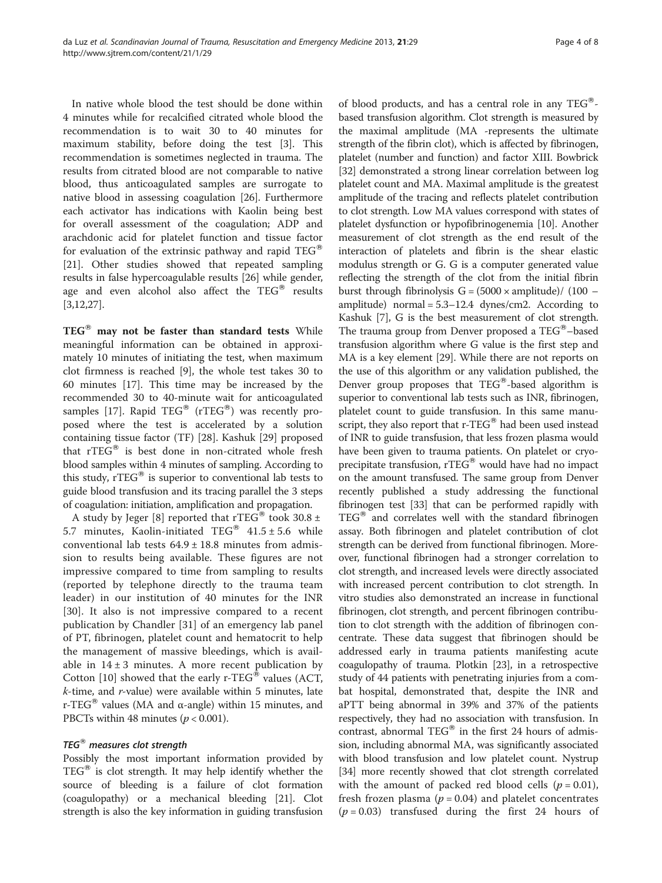In native whole blood the test should be done within 4 minutes while for recalcified citrated whole blood the recommendation is to wait 30 to 40 minutes for maximum stability, before doing the test [3]. This recommendation is sometimes neglected in trauma. The results from citrated blood are not comparable to native blood, thus anticoagulated samples are surrogate to native blood in assessing coagulation [26]. Furthermore each activator has indications with Kaolin being best for overall assessment of the coagulation; ADP and arachdonic acid for platelet function and tissue factor for evaluation of the extrinsic pathway and rapid TEG® [21]. Other studies showed that repeated sampling results in false hypercoagulable results [26] while gender, age and even alcohol also affect the TEG® results [3,12,27].

**TEG® may not be faster than standard tests** While meaningful information can be obtained in approximately 10 minutes of initiating the test, when maximum clot firmness is reached [9], the whole test takes 30 to 60 minutes [17]. This time may be increased by the recommended 30 to 40-minute wait for anticoagulated samples [17]. Rapid TEG® (rTEG®) was recently proposed where the test is accelerated by a solution containing tissue factor (TF) [28]. Kashuk [29] proposed that rTEG® is best done in non-citrated whole fresh blood samples within 4 minutes of sampling. According to this study, rTEG® is superior to conventional lab tests to guide blood transfusion and its tracing parallel the 3 steps of coagulation: initiation, amplification and propagation.

A study by Jeger [8] reported that rTEG® took 30.8 ± 5.7 minutes, Kaolin-initiated TEG® 41.5 ± 5.6 while conventional lab tests 64.9 ± 18.8 minutes from admission to results being available. These figures are not impressive compared to time from sampling to results (reported by telephone directly to the trauma team leader) in our institution of 40 minutes for the INR [30]. It also is not impressive compared to a recent publication by Chandler [31] of an emergency lab panel of PT, fibrinogen, platelet count and hematocrit to help the management of massive bleedings, which is available in 14 ± 3 minutes. A more recent publication by Cotton [10] showed that the early r-TEG® values (ACT, *k*-time, and *r*-value) were available within 5 minutes, late r-TEG® values (MA and α-angle) within 15 minutes, and PBCTs within 48 minutes ($p < 0.001$).

### *TEG® measures clot strength*

Possibly the most important information provided by TEG® is clot strength. It may help identify whether the source of bleeding is a failure of clot formation (coagulopathy) or a mechanical bleeding [21]. Clot strength is also the key information in guiding transfusion of blood products, and has a central role in any TEG®-based transfusion algorithm. Clot strength is measured by the maximal amplitude (MA -represents the ultimate strength of the fibrin clot), which is affected by fibrinogen, platelet (number and function) and factor XIII. Bowbrick [32] demonstrated a strong linear correlation between log platelet count and MA. Maximal amplitude is the greatest amplitude of the tracing and reflects platelet contribution to clot strength. Low MA values correspond with states of platelet dysfunction or hypofibrinogenemia [10]. Another measurement of clot strength as the end result of the interaction of platelets and fibrin is the shear elastic modulus strength or G. G is a computer generated value reflecting the strength of the clot from the initial fibrin burst through fibrinolysis $G = (5000 \times \text{amplitude})/(100 - \text{amplitude})$ normal = 5.3–12.4 dynes/cm2. According to Kashuk [7], G is the best measurement of clot strength. The trauma group from Denver proposed a TEG®–based transfusion algorithm where G value is the first step and MA is a key element [29]. While there are not reports on the use of this algorithm or any validation published, the Denver group proposes that TEG®-based algorithm is superior to conventional lab tests such as INR, fibrinogen, platelet count to guide transfusion. In this same manuscript, they also report that r-TEG® had been used instead of INR to guide transfusion, that less frozen plasma would have been given to trauma patients. On platelet or cryoprecipitate transfusion, rTEG® would have had no impact on the amount transfused. The same group from Denver recently published a study addressing the functional fibrinogen test [33] that can be performed rapidly with TEG® and correlates well with the standard fibrinogen assay. Both fibrinogen and platelet contribution of clot strength can be derived from functional fibrinogen. Moreover, functional fibrinogen had a stronger correlation to clot strength, and increased levels were directly associated with increased percent contribution to clot strength. In vitro studies also demonstrated an increase in functional fibrinogen, clot strength, and percent fibrinogen contribution to clot strength with the addition of fibrinogen concentrate. These data suggest that fibrinogen should be addressed early in trauma patients manifesting acute coagulopathy of trauma. Plotkin [23], in a retrospective study of 44 patients with penetrating injuries from a combat hospital, demonstrated that, despite the INR and aPTT being abnormal in 39% and 37% of the patients respectively, they had no association with transfusion. In contrast, abnormal TEG® in the first 24 hours of admission, including abnormal MA, was significantly associated with blood transfusion and low platelet count. Nystrup [34] more recently showed that clot strength correlated with the amount of packed red blood cells ($p = 0.01$), fresh frozen plasma ($p = 0.04$) and platelet concentrates ($p = 0.03$) transfused during the first 24 hours of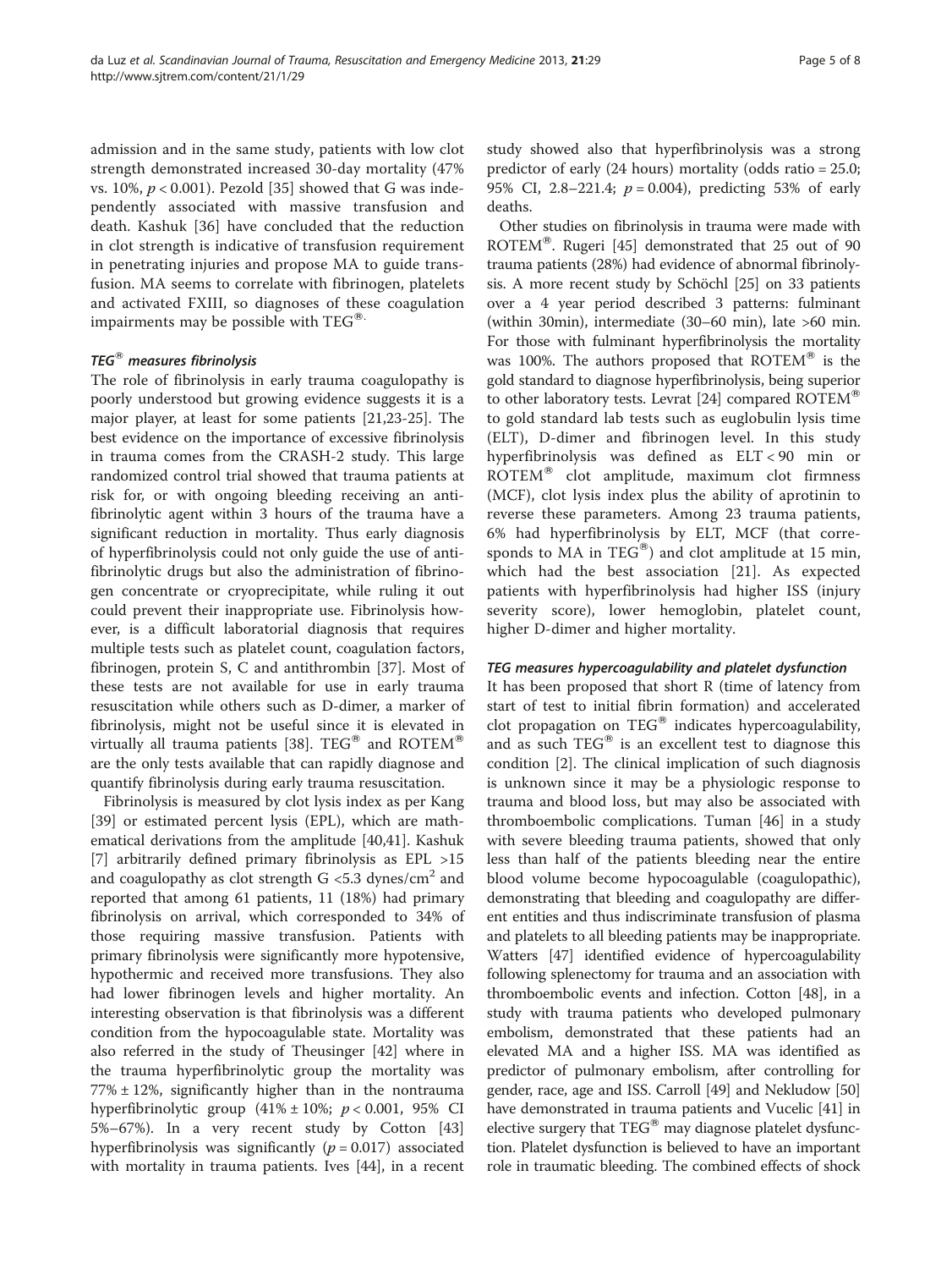admission and in the same study, patients with low clot strength demonstrated increased 30-day mortality (47% vs. 10%, $p < 0.001$). Pezold [35] showed that G was independently associated with massive transfusion and death. Kashuk [36] have concluded that the reduction in clot strength is indicative of transfusion requirement in penetrating injuries and propose MA to guide transfusion. MA seems to correlate with fibrinogen, platelets and activated FXIII, so diagnoses of these coagulation impairments may be possible with TEG®.

### *TEG® measures fibrinolysis*

The role of fibrinolysis in early trauma coagulopathy is poorly understood but growing evidence suggests it is a major player, at least for some patients [21,23-25]. The best evidence on the importance of excessive fibrinolysis in trauma comes from the CRASH-2 study. This large randomized control trial showed that trauma patients at risk for, or with ongoing bleeding receiving an anti-fibrinolytic agent within 3 hours of the trauma have a significant reduction in mortality. Thus early diagnosis of hyperfibrinolysis could not only guide the use of anti-fibrinolytic drugs but also the administration of fibrinogen concentrate or cryoprecipitate, while ruling it out could prevent their inappropriate use. Fibrinolysis however, is a difficult laboratorial diagnosis that requires multiple tests such as platelet count, coagulation factors, fibrinogen, protein S, C and antithrombin [37]. Most of these tests are not available for use in early trauma resuscitation while others such as D-dimer, a marker of fibrinolysis, might not be useful since it is elevated in virtually all trauma patients [38]. TEG® and ROTEM® are the only tests available that can rapidly diagnose and quantify fibrinolysis during early trauma resuscitation.

Fibrinolysis is measured by clot lysis index as per Kang [39] or estimated percent lysis (EPL), which are mathematical derivations from the amplitude [40,41]. Kashuk [7] arbitrarily defined primary fibrinolysis as EPL >15 and coagulopathy as clot strength G <5.3 dynes/cm$^2$ and reported that among 61 patients, 11 (18%) had primary fibrinolysis on arrival, which corresponded to 34% of those requiring massive transfusion. Patients with primary fibrinolysis were significantly more hypotensive, hypothermic and received more transfusions. They also had lower fibrinogen levels and higher mortality. An interesting observation is that fibrinolysis was a different condition from the hypocoagulable state. Mortality was also referred in the study of Theusinger [42] where in the trauma hyperfibrinolytic group the mortality was 77% ± 12%, significantly higher than in the nontrauma hyperfibrinolytic group (41% ± 10%; $p < 0.001$, 95% CI 5%–67%). In a very recent study by Cotton [43] hyperfibrinolysis was significantly ($p = 0.017$) associated with mortality in trauma patients. Ives [44], in a recent study showed also that hyperfibrinolysis was a strong predictor of early (24 hours) mortality (odds ratio = 25.0; 95% CI, 2.8–221.4; $p = 0.004$), predicting 53% of early deaths.

Other studies on fibrinolysis in trauma were made with ROTEM®. Rugeri [45] demonstrated that 25 out of 90 trauma patients (28%) had evidence of abnormal fibrinolysis. A more recent study by Schöchl [25] on 33 patients over a 4 year period described 3 patterns: fulminant (within 30min), intermediate (30–60 min), late >60 min. For those with fulminant hyperfibrinolysis the mortality was 100%. The authors proposed that ROTEM® is the gold standard to diagnose hyperfibrinolysis, being superior to other laboratory tests. Levrat [24] compared ROTEM® to gold standard lab tests such as euglobulin lysis time (ELT), D-dimer and fibrinogen level. In this study hyperfibrinolysis was defined as ELT < 90 min or ROTEM® clot amplitude, maximum clot firmness (MCF), clot lysis index plus the ability of aprotinin to reverse these parameters. Among 23 trauma patients, 6% had hyperfibrinolysis by ELT, MCF (that corresponds to MA in TEG®) and clot amplitude at 15 min, which had the best association [21]. As expected patients with hyperfibrinolysis had higher ISS (injury severity score), lower hemoglobin, platelet count, higher D-dimer and higher mortality.

### *TEG measures hypercoagulability and platelet dysfunction*

It has been proposed that short R (time of latency from start of test to initial fibrin formation) and accelerated clot propagation on TEG® indicates hypercoagulability, and as such TEG® is an excellent test to diagnose this condition [2]. The clinical implication of such diagnosis is unknown since it may be a physiologic response to trauma and blood loss, but may also be associated with thromboembolic complications. Tuman [46] in a study with severe bleeding trauma patients, showed that only less than half of the patients bleeding near the entire blood volume become hypocoagulable (coagulopathic), demonstrating that bleeding and coagulopathy are different entities and thus indiscriminate transfusion of plasma and platelets to all bleeding patients may be inappropriate. Watters [47] identified evidence of hypercoagulability following splenectomy for trauma and an association with thromboembolic events and infection. Cotton [48], in a study with trauma patients who developed pulmonary embolism, demonstrated that these patients had an elevated MA and a higher ISS. MA was identified as predictor of pulmonary embolism, after controlling for gender, race, age and ISS. Carroll [49] and Nekludow [50] have demonstrated in trauma patients and Vucelic [41] in elective surgery that TEG® may diagnose platelet dysfunction. Platelet dysfunction is believed to have an important role in traumatic bleeding. The combined effects of shock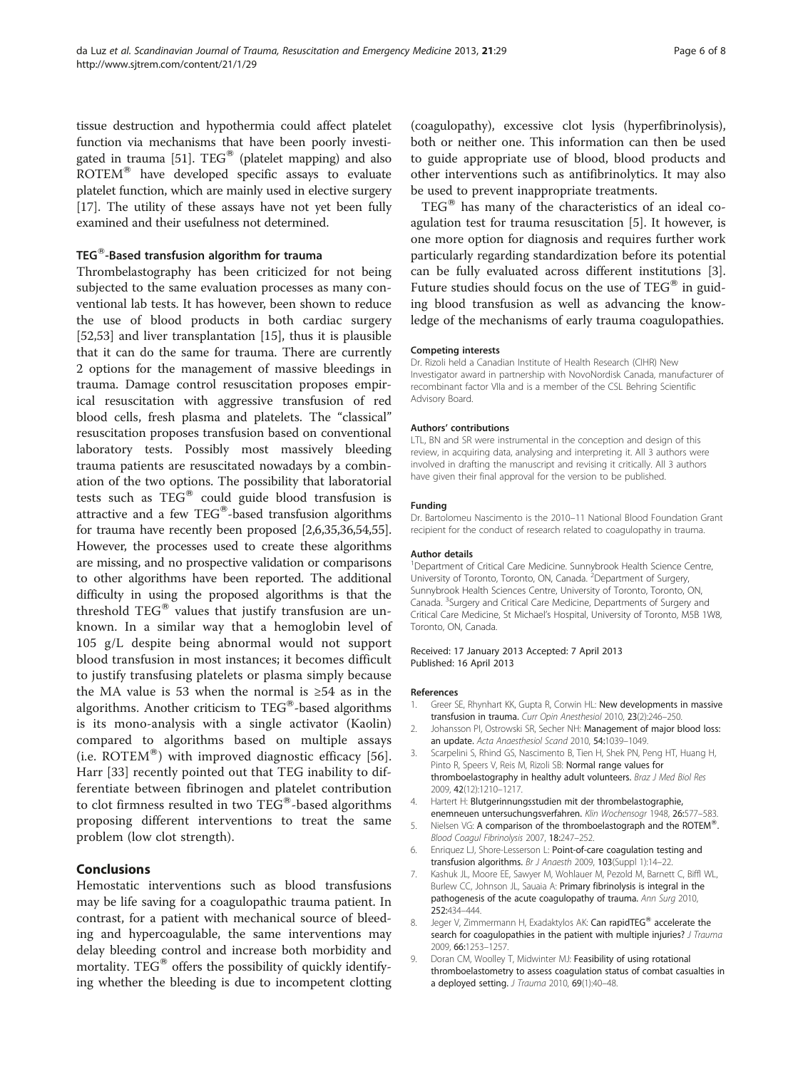tissue destruction and hypothermia could affect platelet function via mechanisms that have been poorly investigated in trauma [51]. TEG® (platelet mapping) and also ROTEM® have developed specific assays to evaluate platelet function, which are mainly used in elective surgery [17]. The utility of these assays have not yet been fully examined and their usefulness not determined.

### TEG®-Based transfusion algorithm for trauma

Thrombelastography has been criticized for not being subjected to the same evaluation processes as many conventional lab tests. It has however, been shown to reduce the use of blood products in both cardiac surgery [52,53] and liver transplantation [15], thus it is plausible that it can do the same for trauma. There are currently 2 options for the management of massive bleedings in trauma. Damage control resuscitation proposes empirical resuscitation with aggressive transfusion of red blood cells, fresh plasma and platelets. The "classical" resuscitation proposes transfusion based on conventional laboratory tests. Possibly most massively bleeding trauma patients are resuscitated nowadays by a combination of the two options. The possibility that laboratorial tests such as TEG® could guide blood transfusion is attractive and a few TEG®-based transfusion algorithms for trauma have recently been proposed [2,6,35,36,54,55]. However, the processes used to create these algorithms are missing, and no prospective validation or comparisons to other algorithms have been reported. The additional difficulty in using the proposed algorithms is that the threshold TEG® values that justify transfusion are unknown. In a similar way that a hemoglobin level of 105 g/L despite being abnormal would not support blood transfusion in most instances; it becomes difficult to justify transfusing platelets or plasma simply because the MA value is 53 when the normal is ≥54 as in the algorithms. Another criticism to TEG®-based algorithms is its mono-analysis with a single activator (Kaolin) compared to algorithms based on multiple assays (i.e. ROTEM®) with improved diagnostic efficacy [56]. Harr [33] recently pointed out that TEG inability to differentiate between fibrinogen and platelet contribution to clot firmness resulted in two TEG®-based algorithms proposing different interventions to treat the same problem (low clot strength).

## Conclusions

Hemostatic interventions such as blood transfusions may be life saving for a coagulopathic trauma patient. In contrast, for a patient with mechanical source of bleeding and hypercoagulable, the same interventions may delay bleeding control and increase both morbidity and mortality. TEG® offers the possibility of quickly identifying whether the bleeding is due to incompetent clotting (coagulopathy), excessive clot lysis (hyperfibrinolysis), both or neither one. This information can then be used to guide appropriate use of blood, blood products and other interventions such as antifibrinolytics. It may also be used to prevent inappropriate treatments.

TEG® has many of the characteristics of an ideal coagulation test for trauma resuscitation [5]. It however, is one more option for diagnosis and requires further work particularly regarding standardization before its potential can be fully evaluated across different institutions [3]. Future studies should focus on the use of TEG® in guiding blood transfusion as well as advancing the knowledge of the mechanisms of early trauma coagulopathies.

#### Competing interests

Dr. Rizoli held a Canadian Institute of Health Research (CIHR) New Investigator award in partnership with NovoNordisk Canada, manufacturer of recombinant factor VIIa and is a member of the CSL Behring Scientific Advisory Board.

#### Authors' contributions

LTL, BN and SR were instrumental in the conception and design of this review, in acquiring data, analysing and interpreting it. All 3 authors were involved in drafting the manuscript and revising it critically. All 3 authors have given their final approval for the version to be published.

#### Funding

Dr. Bartolomeu Nascimento is the 2010–11 National Blood Foundation Grant recipient for the conduct of research related to coagulopathy in trauma.

#### Author details

[1]Department of Critical Care Medicine. Sunnybrook Health Science Centre, University of Toronto, Toronto, ON, Canada. [2]Department of Surgery, Sunnybrook Health Sciences Centre, University of Toronto, Toronto, ON, Canada. [3]Surgery and Critical Care Medicine, Departments of Surgery and Critical Care Medicine, St Michael's Hospital, University of Toronto, M5B 1W8, Toronto, ON, Canada.

Received: 17 January 2013 Accepted: 7 April 2013
Published: 16 April 2013

#### References

1. Greer SE, Rhynhart KK, Gupta R, Corwin HL: **New developments in massive transfusion in trauma.** *Curr Opin Anesthesiol* 2010, **23**(2):246–250.
2. Johansson PI, Ostrowski SR, Secher NH: **Management of major blood loss: an update.** *Acta Anaesthesiol Scand* 2010, **54**:1039–1049.
3. Scarpelini S, Rhind SG, Nascimento B, Tien H, Shek PN, Peng HT, Huang H, Pinto R, Speers V, Reis M, Rizoli SB: **Normal range values for thromboelastography in healthy adult volunteers.** *Braz J Med Biol Res* 2009, **42**(12):1210–1217.
4. Hartert H: **Blutgerinnungsstudien mit der thrombelastographie, enemneuen untersuchungsverfahren.** *Klin Wochensogr* 1948, **26**:577–583.
5. Nielsen VG: **A comparison of the thromboelastograph and the ROTEM®.** *Blood Coagul Fibrinolysis* 2007, **18**:247–252.
6. Enriquez LJ, Shore-Lesserson L: **Point-of-care coagulation testing and transfusion algorithms.** *Br J Anaesth* 2009, **103**(Suppl 1):14–22.
7. Kashuk JL, Moore EE, Sawyer M, Wohlauer M, Pezold M, Barnett C, Biffl WL, Burlew CC, Johnson JL, Sauaia A: **Primary fibrinolysis is integral in the pathogenesis of the acute coagulopathy of trauma.** *Ann Surg* 2010, **252**:434–444.
8. Jeger V, Zimmermann H, Exadaktylos AK: **Can rapidTEG® accelerate the search for coagulopathies in the patient with multiple injuries?** *J Trauma* 2009, **66**:1253–1257.
9. Doran CM, Woolley T, Midwinter MJ: **Feasibility of using rotational thromboelastometry to assess coagulation status of combat casualties in a deployed setting.** *J Trauma* 2010, **69**(1):40–48.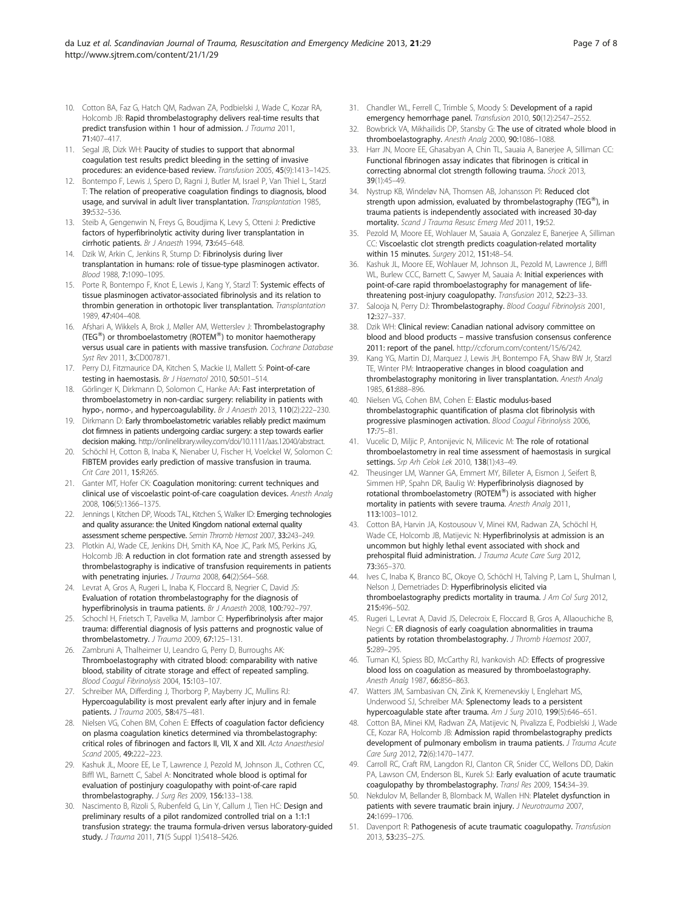10. Cotton BA, Faz G, Hatch QM, Radwan ZA, Podbielski J, Wade C, Kozar RA, Holcomb JB: **Rapid thrombelastography delivers real-time results that predict transfusion within 1 hour of admission.** *J Trauma* 2011, 71:407–417.
11. Segal JB, Dizk WH: **Paucity of studies to support that abnormal coagulation test results predict bleeding in the setting of invasive procedures: an evidence-based review.** *Transfusion* 2005, 45(9):1413–1425.
12. Bontempo F, Lewis J, Spero D, Ragni J, Butler M, Israel P, Van Thiel L, Starzl T: **The relation of preoperative coagulation findings to diagnosis, blood usage, and survival in adult liver transplantation.** *Transplantation* 1985, 39:532–536.
13. Steib A, Gengenwin N, Freys G, Boudjima K, Levy S, Otteni J: **Predictive factors of hyperfibrinolytic activity during liver transplantation in cirrhotic patients.** *Br J Anaesth* 1994, 73:645–648.
14. Dzik W, Arkin C, Jenkins R, Stump D: **Fibrinolysis during liver transplantation in humans: role of tissue-type plasminogen activator.** *Blood* 1988, 7:1090–1095.
15. Porte R, Bontempo F, Knot E, Lewis J, Kang Y, Starzl T: **Systemic effects of tissue plasminogen activator-associated fibrinolysis and its relation to thrombin generation in orthotopic liver transplantation.** *Transplantation* 1989, 47:404–408.
16. Afshari A, Wikkels A, Brok J, Møller AM, Wetterslev J: **Thrombelastography (TEG®) or thromboelastometry (ROTEM®) to monitor haemotherapy versus usual care in patients with massive transfusion.** *Cochrane Database Syst Rev* 2011, 3:CD007871.
17. Perry DJ, Fitzmaurice DA, Kitchen S, Mackie IJ, Mallett S: **Point-of-care testing in haemostasis.** *Br J Haematol* 2010, 50:501–514.
18. Görlinger K, Dirkmann D, Solomon C, Hanke AA: **Fast interpretation of thromboelastometry in non-cardiac surgery: reliability in patients with hypo-, normo-, and hypercoagulability.** *Br J Anaesth* 2013, 110(2):222–230.
19. Dirkmann D: **Early thromboelastometric variables reliably predict maximum clot firmness in patients undergoing cardiac surgery: a step towards earlier decision making.** http://onlinelibrary.wiley.com/doi/10.1111/aas.12040/abstract.
20. Schöchl H, Cotton B, Inaba K, Nienaber U, Fischer H, Voelckel W, Solomon C: **FIBTEM provides early prediction of massive transfusion in trauma.** *Crit Care* 2011, 15:R265.
21. Ganter MT, Hofer CK: **Coagulation monitoring: current techniques and clinical use of viscoelastic point-of-care coagulation devices.** *Anesth Analg* 2008, 106(5):1366–1375.
22. Jennings I, Kitchen DP, Woods TAL, Kitchen S, Walker ID: **Emerging technologies and quality assurance: the United Kingdom national external quality assessment scheme perspective.** *Semin Thromb Hemost* 2007, 33:243–249.
23. Plotkin AJ, Wade CE, Jenkins DH, Smith KA, Noe JC, Park MS, Perkins JG, Holcomb JB: **A reduction in clot formation rate and strength assessed by thrombelastography is indicative of transfusion requirements in patients with penetrating injuries.** *J Trauma* 2008, 64(2):S64–S68.
24. Levrat A, Gros A, Rugeri L, Inaba K, Floccard B, Negrier C, David JS: **Evaluation of rotation thrombelastography for the diagnosis of hyperfibrinolysis in trauma patients.** *Br J Anaesth* 2008, 100:792–797.
25. Schochl H, Frietsch T, Pavelka M, Jambor C: **Hyperfibrinolysis after major trauma: differential diagnosis of lysis patterns and prognostic value of thrombelastometry.** *J Trauma* 2009, 67:125–131.
26. Zambruni A, Thalheimer U, Leandro G, Perry D, Burroughs AK: **Thromboelastography with citrated blood: comparability with native blood, stability of citrate storage and effect of repeated sampling.** *Blood Coagul Fibrinolysis* 2004, 15:103–107.
27. Schreiber MA, Differding J, Thorborg P, Mayberry JC, Mullins RJ: **Hypercoagulability is most prevalent early after injury and in female patients.** *J Trauma* 2005, 58:475–481.
28. Nielsen VG, Cohen BM, Cohen E: **Effects of coagulation factor deficiency on plasma coagulation kinetics determined via thrombelastography: critical roles of fibrinogen and factors II, VII, X and XII.** *Acta Anaesthesiol Scand* 2005, 49:222–223.
29. Kashuk JL, Moore EE, Le T, Lawrence J, Pezold M, Johnson JL, Cothren CC, Biffl WL, Barnett C, Sabel A: **Noncitrated whole blood is optimal for evaluation of postinjury coagulopathy with point-of-care rapid thrombelastography.** *J Surg Res* 2009, 156:133–138.
30. Nascimento B, Rizoli S, Rubenfeld G, Lin Y, Callum J, Tien HC: **Design and preliminary results of a pilot randomized controlled trial on a 1:1:1 transfusion strategy: the trauma formula-driven versus laboratory-guided study.** *J Trauma* 2011, 71(5 Suppl 1):S418–S426.
31. Chandler WL, Ferrell C, Trimble S, Moody S: **Development of a rapid emergency hemorrhage panel.** *Transfusion* 2010, 50(12):2547–2552.
32. Bowbrick VA, Mikhailidis DP, Stansby G: **The use of citrated whole blood in thromboelastography.** *Anesth Analg* 2000, 90:1086–1088.
33. Harr JN, Moore EE, Ghasabyan A, Chin TL, Sauaia A, Banerjee A, Silliman CC: **Functional fibrinogen assay indicates that fibrinogen is critical in correcting abnormal clot strength following trauma.** *Shock* 2013, 39(1):45–49.
34. Nystrup KB, Windeløv NA, Thomsen AB, Johansson PI: **Reduced clot strength upon admission, evaluated by thrombelastography (TEG®), in trauma patients is independently associated with increased 30-day mortality.** *Scand J Trauma Resusc Emerg Med* 2011, 19:52.
35. Pezold M, Moore EE, Wohlauer M, Sauaia A, Gonzalez E, Banerjee A, Silliman CC: **Viscoelastic clot strength predicts coagulation-related mortality within 15 minutes.** *Surgery* 2012, 151:48–54.
36. Kashuk JL, Moore EE, Wohlauer M, Johnson JL, Pezold M, Lawrence J, Biffl WL, Burlew CCC, Barnett C, Sawyer M, Sauaia A: **Initial experiences with point-of-care rapid thrombelastography for management of life-threatening post-injury coagulopathy.** *Transfusion* 2012, 52:23–33.
37. Salooja N, Perry DJ: **Thrombelastography.** *Blood Coagul Fibrinolysis* 2001, 12:327–337.
38. Dzik WH: **Clinical review: Canadian national advisory committee on blood and blood products – massive transfusion consensus conference 2011: report of the panel.** http://ccforum.com/content/15/6/242.
39. Kang YG, Martin DJ, Marquez J, Lewis JH, Bontempo FA, Shaw BW Jr, Starzl TE, Winter PM: **Intraoperative changes in blood coagulation and thrombelastography monitoring in liver transplantation.** *Anesth Analg* 1985, 61:888–896.
40. Nielsen VG, Cohen BM, Cohen E: **Elastic modulus-based thrombelastographic quantification of plasma clot fibrinolysis with progressive plasminogen activation.** *Blood Coagul Fibrinolysis* 2006, 17:75–81.
41. Vucelic D, Miljic P, Antonijevic N, Milicevic M: **The role of rotational thromboelastometry in real time assessment of haemostasis in surgical settings.** *Srp Arh Celok Lek* 2010, 138(1):43–49.
42. Theusinger LM, Wanner GA, Emmert MY, Billeter A, Eismon J, Seifert B, Simmen HP, Spahn DR, Baulig W: **Hyperfibrinolysis diagnosed by rotational thromboelastometry (ROTEM®) is associated with higher mortality in patients with severe trauma.** *Anesth Analg* 2011, 113:1003–1012.
43. Cotton BA, Harvin JA, Kostousouv V, Minei KM, Radwan ZA, Schöchl H, Wade CE, Holcomb JB, Matijevic N: **Hyperfibrinolysis at admission is an uncommon but highly lethal event associated with shock and prehospital fluid administration.** *J Trauma Acute Care Surg* 2012, 73:365–370.
44. Ives C, Inaba K, Branco BC, Okoye O, Schöchl H, Talving P, Lam L, Shulman I, Nelson J, Demetriades D: **Hyperfibrinolysis elicited via thromboelastography predicts mortality in trauma.** *J Am Col Surg* 2012, 215:496–502.
45. Rugeri L, Levrat A, David JS, Delecroix E, Floccard B, Gros A, Allaouchiche B, Negri C: **ER diagnosis of early coagulation abnormalities in trauma patients by rotation thrombelastography.** *J Thromb Haemost* 2007, 5:289–295.
46. Tuman KJ, Spiess BD, McCarthy RJ, Ivankovish AD: **Effects of progressive blood loss on coagulation as measured by thromboelastography.** *Anesth Analg* 1987, 66:856–863.
47. Watters JM, Sambasivan CN, Zink K, Kremenevskiy I, Englehart MS, Underwood SJ, Schreiber MA: **Splenectomy leads to a persistent hypercoagulable state after trauma.** *Am J Surg* 2010, 199(5):646–651.
48. Cotton BA, Minei KM, Radwan ZA, Matijevic N, Pivalizza E, Podbielski J, Wade CE, Kozar RA, Holcomb JB: **Admission rapid thrombelastography predicts development of pulmonary embolism in trauma patients.** *J Trauma Acute Care Surg* 2012, 72(6):1470–1477.
49. Carroll RC, Craft RM, Langdon RJ, Clanton CR, Snider CC, Wellons DD, Dakin PA, Lawson CM, Enderson BL, Kurek SJ: **Early evaluation of acute traumatic coagulopathy by thrombelastography.** *Transl Res* 2009, 154:34–39.
50. Nekdulov M, Bellander B, Blomback M, Wallen HN: **Platelet dysfunction in patients with severe traumatic brain injury.** *J Neurotrauma* 2007, 24:1699–1706.
51. Davenport R: **Pathogenesis of acute traumatic coagulopathy.** *Transfusion* 2013, 53:23S–27S.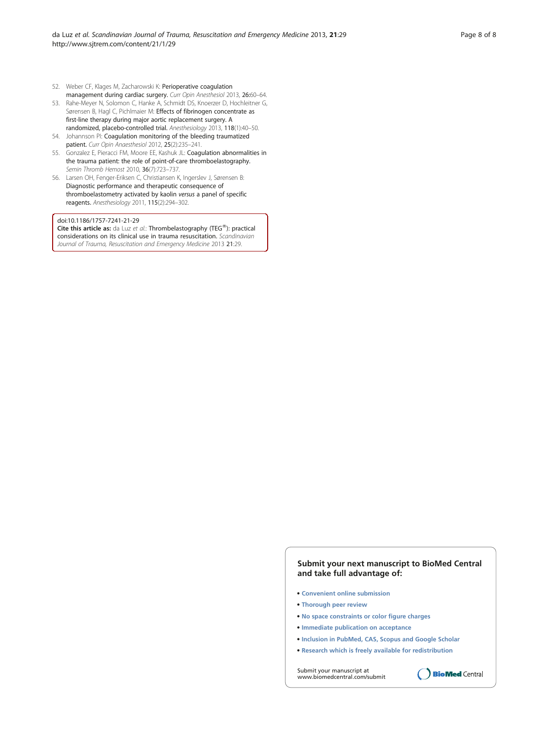52. Weber CF, Klages M, Zacharowski K: **Perioperative coagulation management during cardiac surgery.** *Curr Opin Anesthesiol* 2013, **26**:60–64.
53. Rahe-Meyer N, Solomon C, Hanke A, Schmidt DS, Knoerzer D, Hochleitner G, Sørensen B, Hagl C, Pichlmaier M: **Effects of fibrinogen concentrate as first-line therapy during major aortic replacement surgery. A randomized, placebo-controlled trial.** *Anesthesiology* 2013, **118**(1):40–50.
54. Johannson PI: **Coagulation monitoring of the bleeding traumatized patient.** *Curr Opin Anaesthesiol* 2012, **25**(2):235–241.
55. Gonzalez E, Pieracci FM, Moore EE, Kashuk JL: **Coagulation abnormalities in the trauma patient: the role of point-of-care thromboelastography.** *Semin Thromb Hemost* 2010, **36**(7):723–737.
56. Larsen OH, Fenger-Eriksen C, Christiansen K, Ingerslev J, Sørensen B: **Diagnostic performance and therapeutic consequence of thromboelastometry activated by kaolin *versus* a panel of specific reagents.** *Anesthesiology* 2011, **115**(2):294–302.

doi:10.1186/1757-7241-21-29

**Cite this article as:** da Luz *et al.*: Thrombelastography (TEG®): practical considerations on its clinical use in trauma resuscitation. *Scandinavian Journal of Trauma, Resuscitation and Emergency Medicine* 2013 **21**:29.

**Submit your next manuscript to BioMed Central and take full advantage of:**

- **Convenient online submission**
- **Thorough peer review**
- **No space constraints or color figure charges**
- **Immediate publication on acceptance**
- **Inclusion in PubMed, CAS, Scopus and Google Scholar**
- **Research which is freely available for redistribution**

Submit your manuscript at
www.biomedcentral.com/submit

BioMed Central